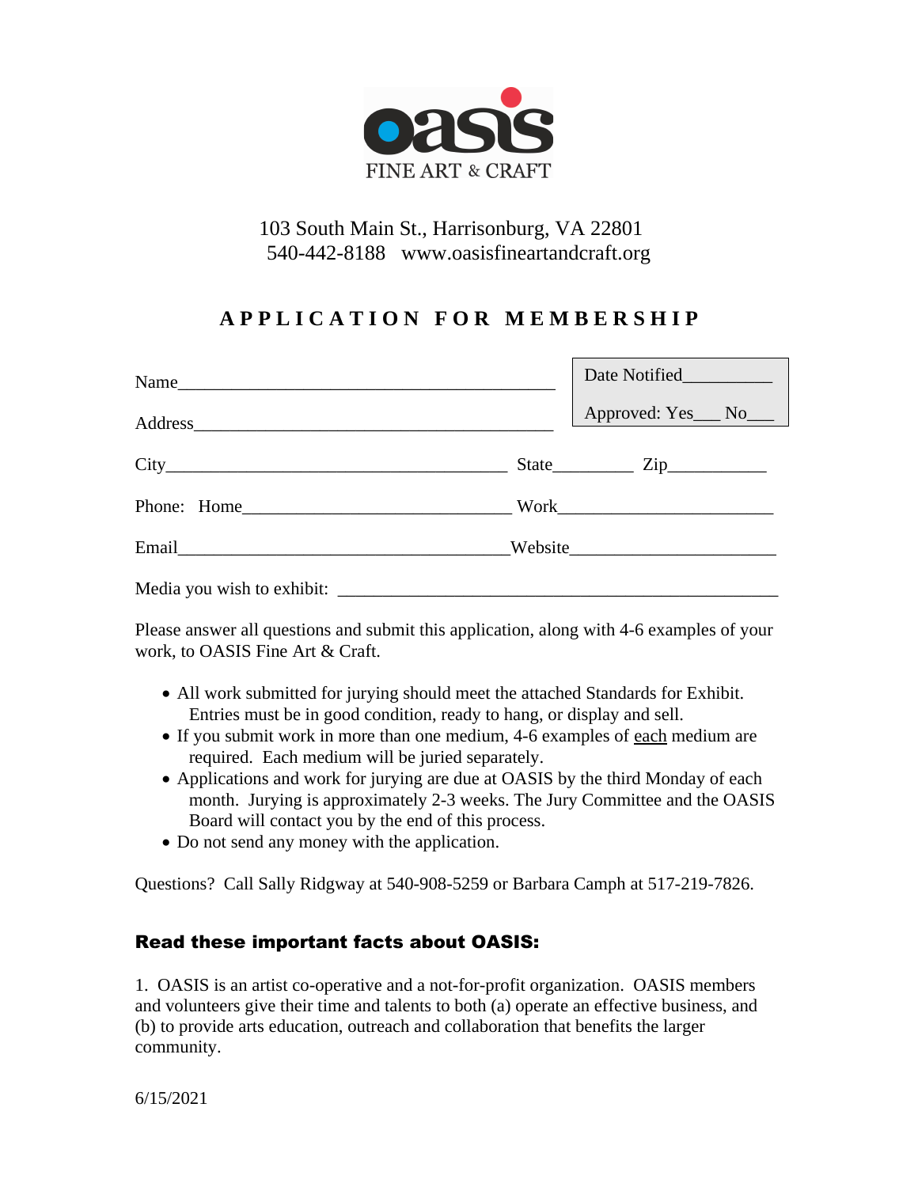oasis

FINE ART & CRAFT

103 South Main St., Harrisonburg, VA 22801
540-442-8188 www.oasisfineartandcraft.org

# APPLICATION FOR MEMBERSHIP

Date Notified__________

Approved: Yes___ No___

Name____________________________________________

Address__________________________________________

City_______________________________________ State_________ Zip___________

Phone: Home______________________________ Work________________________

Email______________________________________Website______________________

Media you wish to exhibit: __________________________________________________

Please answer all questions and submit this application, along with 4-6 examples of your work, to OASIS Fine Art & Craft.

- All work submitted for jurying should meet the attached Standards for Exhibit. Entries must be in good condition, ready to hang, or display and sell.
- If you submit work in more than one medium, 4-6 examples of each medium are required. Each medium will be juried separately.
- Applications and work for jurying are due at OASIS by the third Monday of each month. Jurying is approximately 2-3 weeks. The Jury Committee and the OASIS Board will contact you by the end of this process.
- Do not send any money with the application.

Questions? Call Sally Ridgway at 540-908-5259 or Barbara Camph at 517-219-7826.

### Read these important facts about OASIS:

1. OASIS is an artist co-operative and a not-for-profit organization. OASIS members and volunteers give their time and talents to both (a) operate an effective business, and (b) to provide arts education, outreach and collaboration that benefits the larger community.

6/15/2021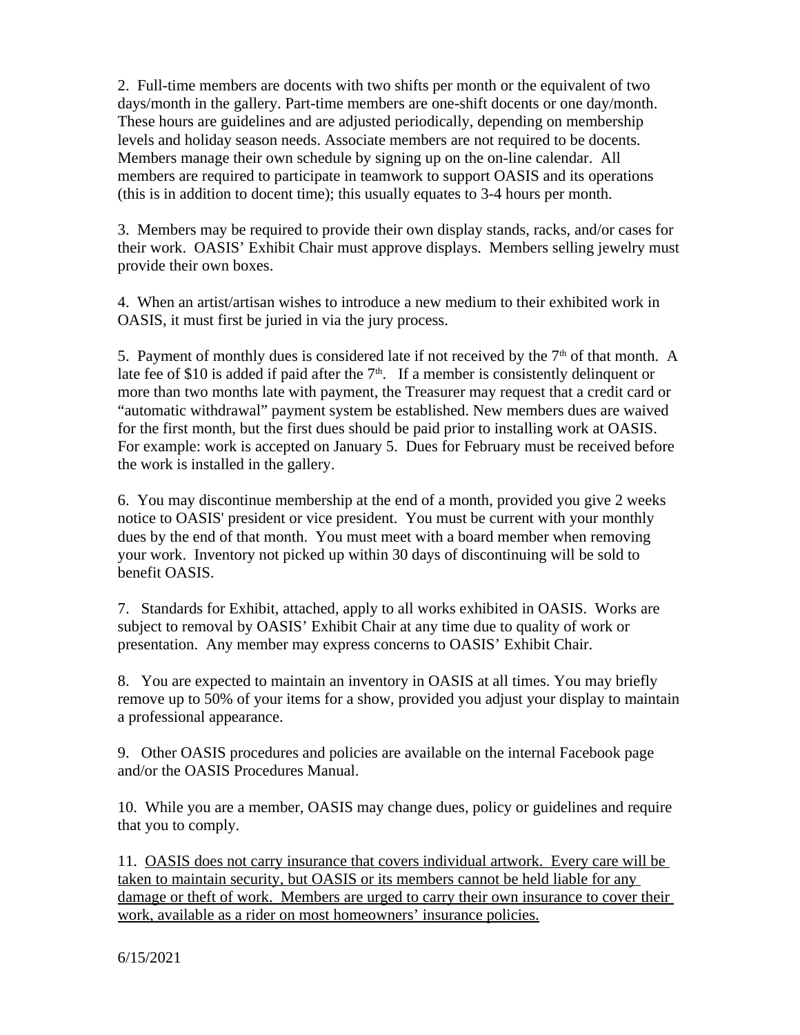2. Full-time members are docents with two shifts per month or the equivalent of two days/month in the gallery. Part-time members are one-shift docents or one day/month. These hours are guidelines and are adjusted periodically, depending on membership levels and holiday season needs. Associate members are not required to be docents. Members manage their own schedule by signing up on the on-line calendar. All members are required to participate in teamwork to support OASIS and its operations (this is in addition to docent time); this usually equates to 3-4 hours per month.

3. Members may be required to provide their own display stands, racks, and/or cases for their work. OASIS' Exhibit Chair must approve displays. Members selling jewelry must provide their own boxes.

4. When an artist/artisan wishes to introduce a new medium to their exhibited work in OASIS, it must first be juried in via the jury process.

5. Payment of monthly dues is considered late if not received by the 7th of that month. A late fee of $10 is added if paid after the 7th. If a member is consistently delinquent or more than two months late with payment, the Treasurer may request that a credit card or "automatic withdrawal" payment system be established. New members dues are waived for the first month, but the first dues should be paid prior to installing work at OASIS. For example: work is accepted on January 5. Dues for February must be received before the work is installed in the gallery.

6. You may discontinue membership at the end of a month, provided you give 2 weeks notice to OASIS' president or vice president. You must be current with your monthly dues by the end of that month. You must meet with a board member when removing your work. Inventory not picked up within 30 days of discontinuing will be sold to benefit OASIS.

7. Standards for Exhibit, attached, apply to all works exhibited in OASIS. Works are subject to removal by OASIS' Exhibit Chair at any time due to quality of work or presentation. Any member may express concerns to OASIS' Exhibit Chair.

8. You are expected to maintain an inventory in OASIS at all times. You may briefly remove up to 50% of your items for a show, provided you adjust your display to maintain a professional appearance.

9. Other OASIS procedures and policies are available on the internal Facebook page and/or the OASIS Procedures Manual.

10. While you are a member, OASIS may change dues, policy or guidelines and require that you to comply.

11. <u>OASIS does not carry insurance that covers individual artwork. Every care will be taken to maintain security, but OASIS or its members cannot be held liable for any damage or theft of work. Members are urged to carry their own insurance to cover their work, available as a rider on most homeowners' insurance policies.</u>

6/15/2021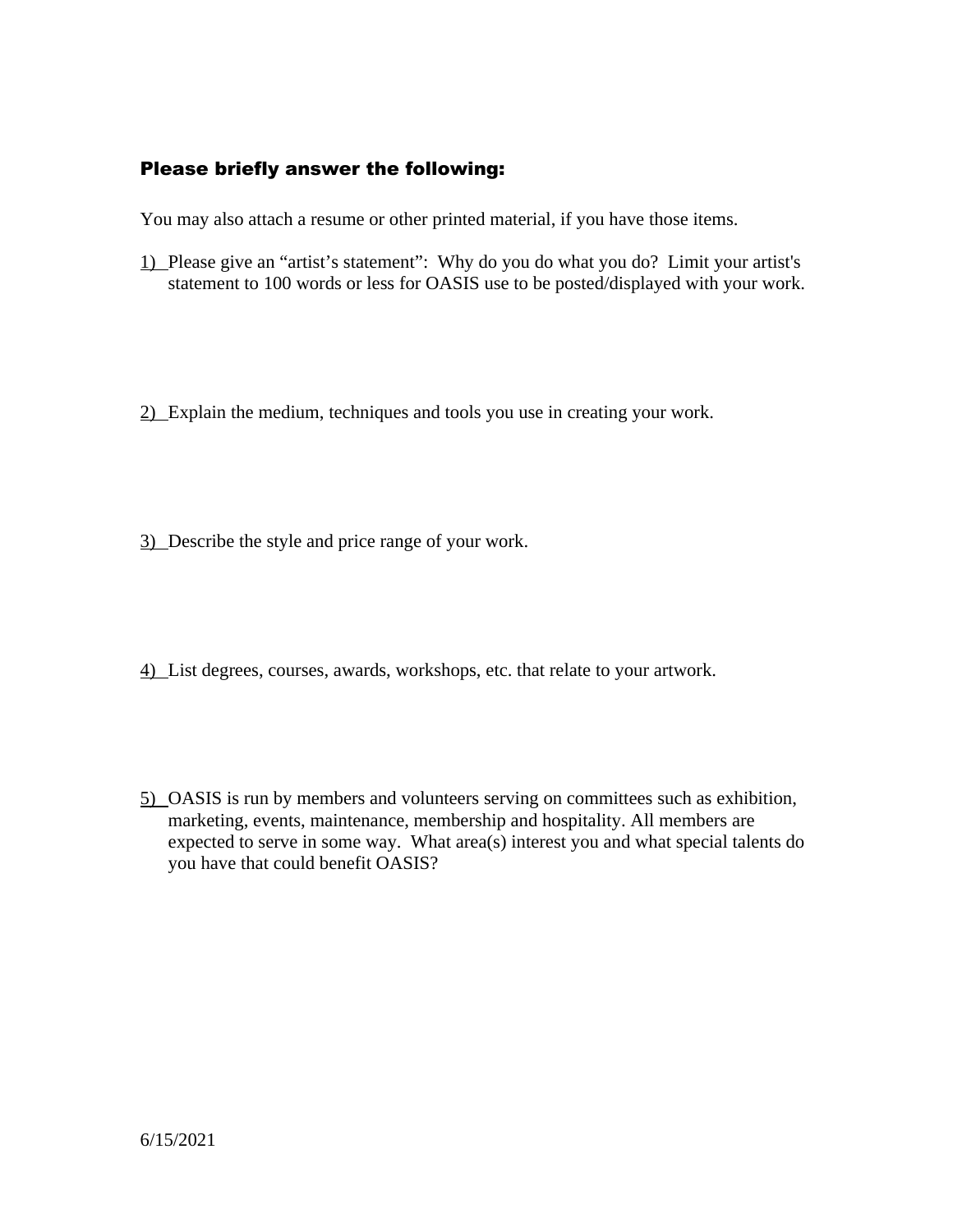### Please briefly answer the following:

You may also attach a resume or other printed material, if you have those items.

1) Please give an "artist's statement": Why do you do what you do? Limit your artist's statement to 100 words or less for OASIS use to be posted/displayed with your work.

2) Explain the medium, techniques and tools you use in creating your work.

3) Describe the style and price range of your work.

4) List degrees, courses, awards, workshops, etc. that relate to your artwork.

5) OASIS is run by members and volunteers serving on committees such as exhibition, marketing, events, maintenance, membership and hospitality. All members are expected to serve in some way. What area(s) interest you and what special talents do you have that could benefit OASIS?

6/15/2021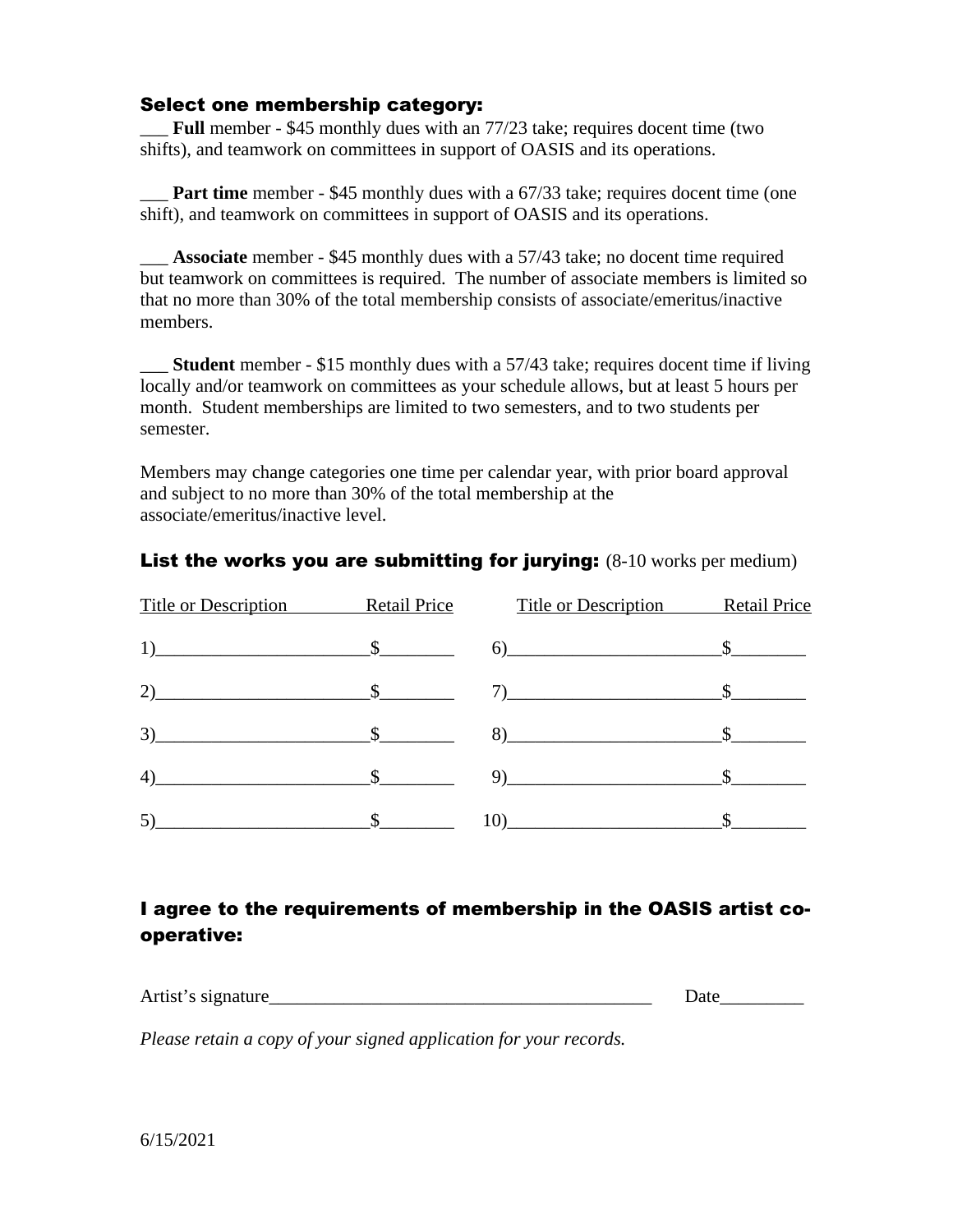### Select one membership category:

___ **Full** member - \$45 monthly dues with an 77/23 take; requires docent time (two shifts), and teamwork on committees in support of OASIS and its operations.

___ **Part time** member - \$45 monthly dues with a 67/33 take; requires docent time (one shift), and teamwork on committees in support of OASIS and its operations.

___ **Associate** member - \$45 monthly dues with a 57/43 take; no docent time required but teamwork on committees is required. The number of associate members is limited so that no more than 30% of the total membership consists of associate/emeritus/inactive members.

___ **Student** member - \$15 monthly dues with a 57/43 take; requires docent time if living locally and/or teamwork on committees as your schedule allows, but at least 5 hours per month. Student memberships are limited to two semesters, and to two students per semester.

Members may change categories one time per calendar year, with prior board approval and subject to no more than 30% of the total membership at the associate/emeritus/inactive level.

### List the works you are submitting for jurying: (8-10 works per medium)

| Title or Description | Retail Price | Title or Description | Retail Price |
|---|---|---|---|
| 1)______________________ | \$________ | 6)______________________ | \$________ |
| 2)______________________ | \$________ | 7)______________________ | \$________ |
| 3)______________________ | \$________ | 8)______________________ | \$________ |
| 4)______________________ | \$________ | 9)______________________ | \$________ |
| 5)______________________ | \$________ | 10)______________________ | \$________ |

### I agree to the requirements of membership in the OASIS artist co-operative:

Artist's signature_________________________________________ Date_________

*Please retain a copy of your signed application for your records.*

6/15/2021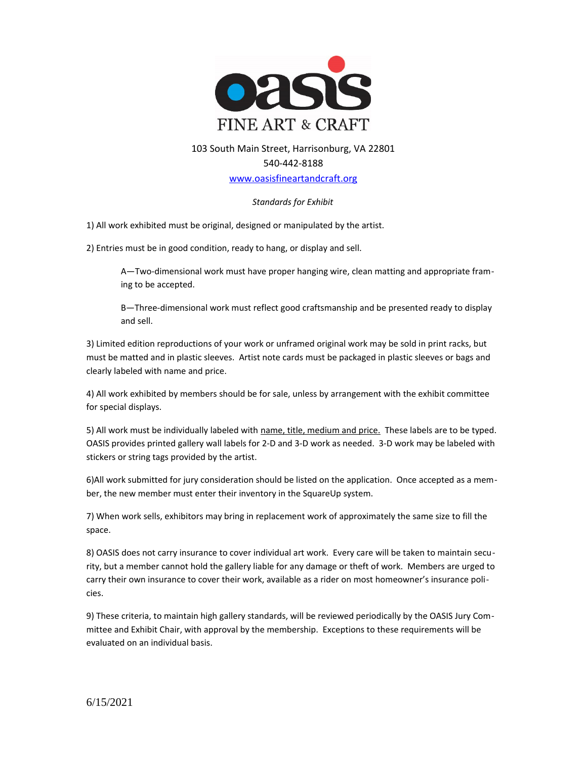# oasis FINE ART & CRAFT

103 South Main Street, Harrisonburg, VA 22801

540-442-8188

[www.oasisfineartandcraft.org](http://www.oasisfineartandcraft.org)

*Standards for Exhibit*

1) All work exhibited must be original, designed or manipulated by the artist.

2) Entries must be in good condition, ready to hang, or display and sell.

> A—Two-dimensional work must have proper hanging wire, clean matting and appropriate framing to be accepted.
>
> B—Three-dimensional work must reflect good craftsmanship and be presented ready to display and sell.

3) Limited edition reproductions of your work or unframed original work may be sold in print racks, but must be matted and in plastic sleeves. Artist note cards must be packaged in plastic sleeves or bags and clearly labeled with name and price.

4) All work exhibited by members should be for sale, unless by arrangement with the exhibit committee for special displays.

5) All work must be individually labeled with <u>name, title, medium and price.</u> These labels are to be typed. OASIS provides printed gallery wall labels for 2-D and 3-D work as needed. 3-D work may be labeled with stickers or string tags provided by the artist.

6)All work submitted for jury consideration should be listed on the application. Once accepted as a member, the new member must enter their inventory in the SquareUp system.

7) When work sells, exhibitors may bring in replacement work of approximately the same size to fill the space.

8) OASIS does not carry insurance to cover individual art work. Every care will be taken to maintain security, but a member cannot hold the gallery liable for any damage or theft of work. Members are urged to carry their own insurance to cover their work, available as a rider on most homeowner's insurance policies.

9) These criteria, to maintain high gallery standards, will be reviewed periodically by the OASIS Jury Committee and Exhibit Chair, with approval by the membership. Exceptions to these requirements will be evaluated on an individual basis.

6/15/2021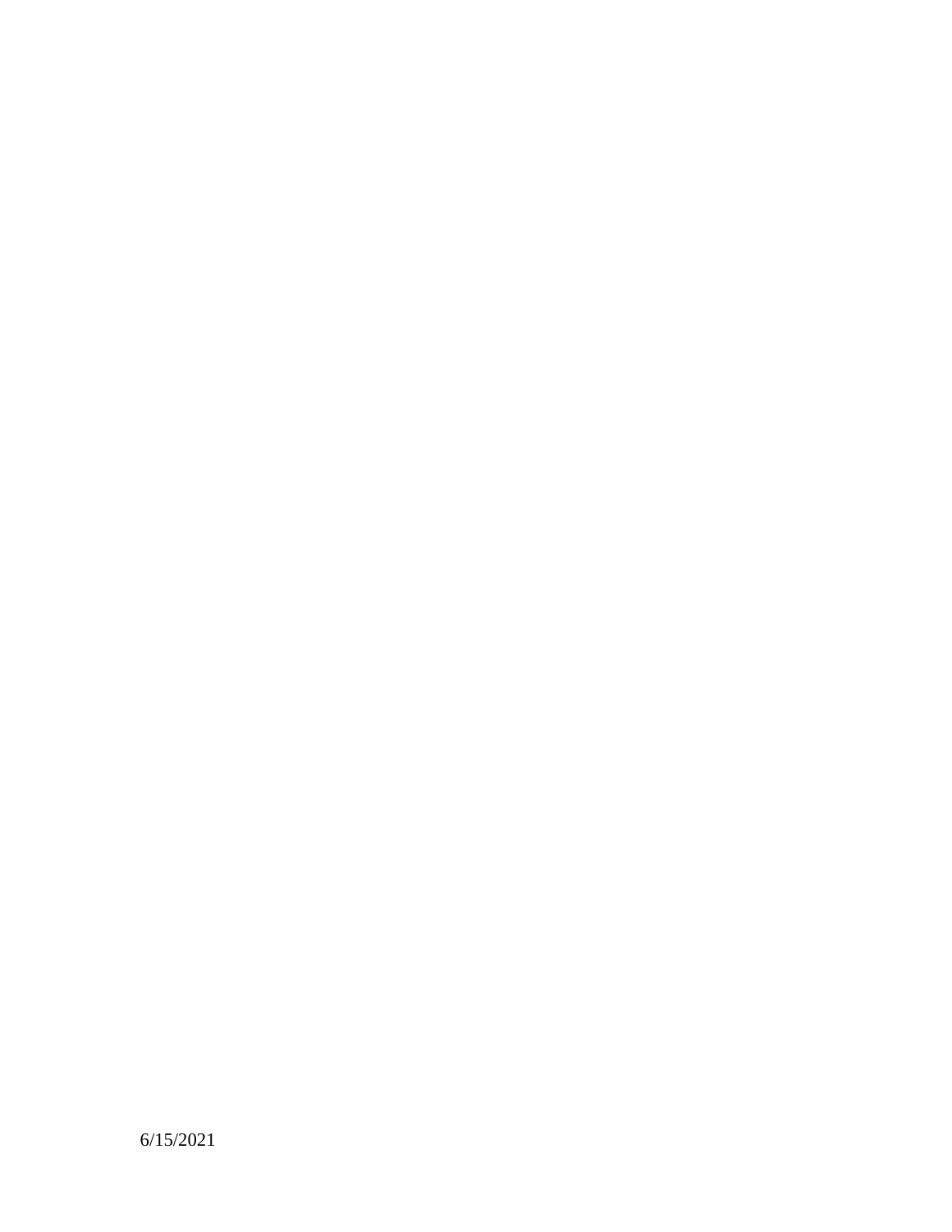6/15/2021